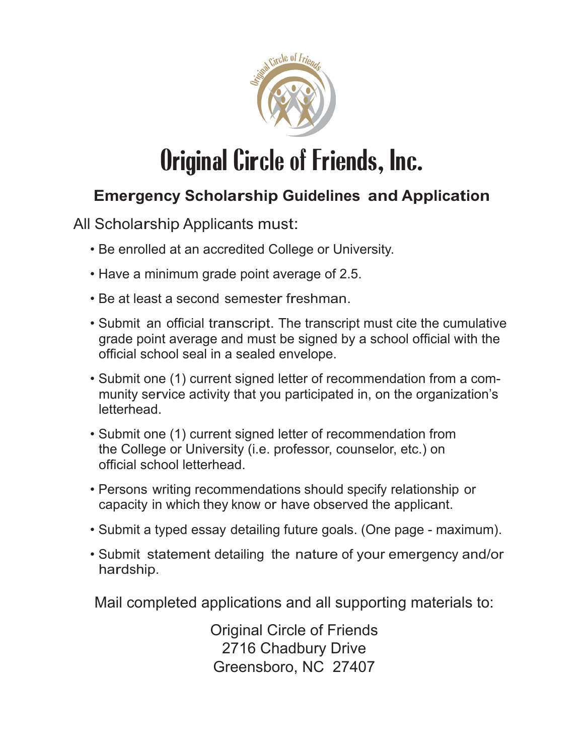# Original Circle of Friends, Inc.

## Emergency Scholarship Guidelines and Application

All Scholarship Applicants must:

- Be enrolled at an accredited College or University.
- Have a minimum grade point average of 2.5.
- Be at least a second semester freshman.
- Submit an official transcript. The transcript must cite the cumulative grade point average and must be signed by a school official with the official school seal in a sealed envelope.
- Submit one (1) current signed letter of recommendation from a community service activity that you participated in, on the organization's letterhead.
- Submit one (1) current signed letter of recommendation from the College or University (i.e. professor, counselor, etc.) on official school letterhead.
- Persons writing recommendations should specify relationship or capacity in which they know or have observed the applicant.
- Submit a typed essay detailing future goals. (One page - maximum).
- Submit statement detailing the nature of your emergency and/or hardship.

Mail completed applications and all supporting materials to:

Original Circle of Friends
2716 Chadbury Drive
Greensboro, NC 27407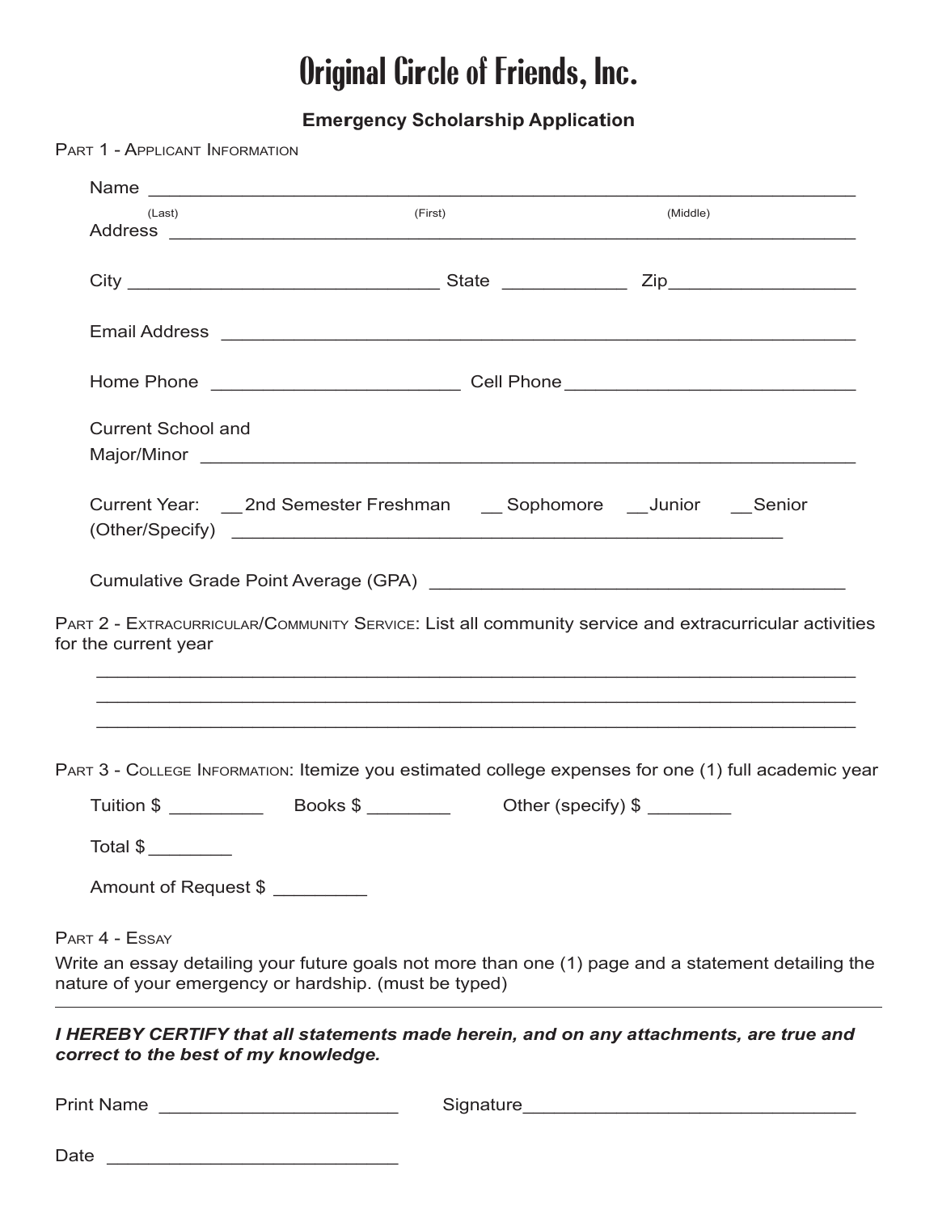# Original Circle of Friends, Inc.

## Emergency Scholarship Application

PART 1 - APPLICANT INFORMATION

Name ____________________________________________________________________
(Last) (First) (Middle)

Address __________________________________________________________________

City ____________________________ State ___________ Zip_________________

Email Address _____________________________________________________________

Home Phone _______________________ Cell Phone ___________________________

Current School and
Major/Minor ______________________________________________________________

Current Year: __ 2nd Semester Freshman __ Sophomore __Junior __Senior
(Other/Specify) ____________________________________________________

Cumulative Grade Point Average (GPA) ______________________________________

PART 2 - EXTRACURRICULAR/COMMUNITY SERVICE: List all community service and extracurricular activities for the current year

________________________________________________________________________
________________________________________________________________________
________________________________________________________________________

PART 3 - COLLEGE INFORMATION: Itemize you estimated college expenses for one (1) full academic year

Tuition $ _________ Books $ ________ Other (specify) $ ________

Total $ ________

Amount of Request $ _________

PART 4 - ESSAY

Write an essay detailing your future goals not more than one (1) page and a statement detailing the nature of your emergency or hardship. (must be typed)

---

***I HEREBY CERTIFY that all statements made herein, and on any attachments, are true and correct to the best of my knowledge.***

Print Name _______________________ Signature________________________________

Date ___________________________